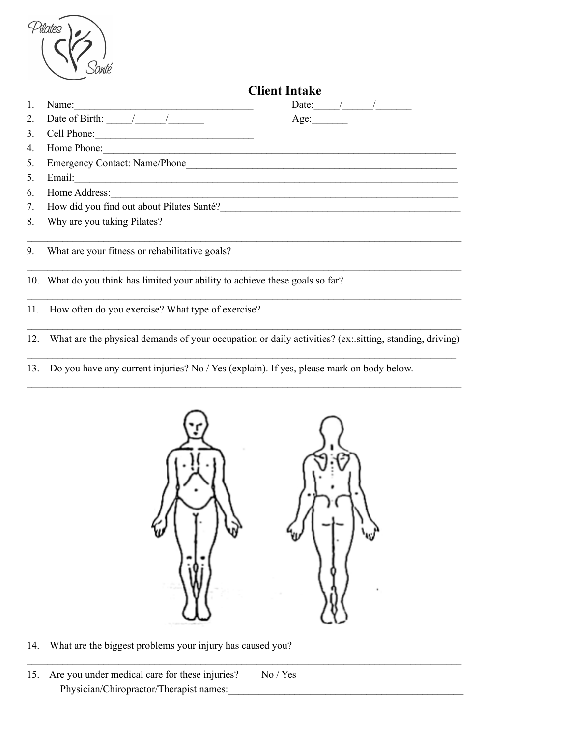# Client Intake

1. Name:___________________________________ Date:_____/______/_______
2. Date of Birth: _____/______/_______ Age:_______
3. Cell Phone:_______________________________
4. Home Phone:_________________________________________________________________________
5. Emergency Contact: Name/Phone_______________________________________________________
5. Email:_______________________________________________________________________________
6. Home Address:________________________________________________________________________
7. How did you find out about Pilates Santé?_______________________________________________
8. Why are you taking Pilates?

_____________________________________________________________________________________

9. What are your fitness or rehabilitative goals?

_____________________________________________________________________________________

10. What do you think has limited your ability to achieve these goals so far?

_____________________________________________________________________________________

11. How often do you exercise? What type of exercise?

_____________________________________________________________________________________

12. What are the physical demands of your occupation or daily activities? (ex:.sitting, standing, driving)

_____________________________________________________________________________________

13. Do you have any current injuries? No / Yes (explain). If yes, please mark on body below.

_____________________________________________________________________________________

14. What are the biggest problems your injury has caused you?

_____________________________________________________________________________________

15. Are you under medical care for these injuries? No / Yes

    Physician/Chiropractor/Therapist names:_______________________________________________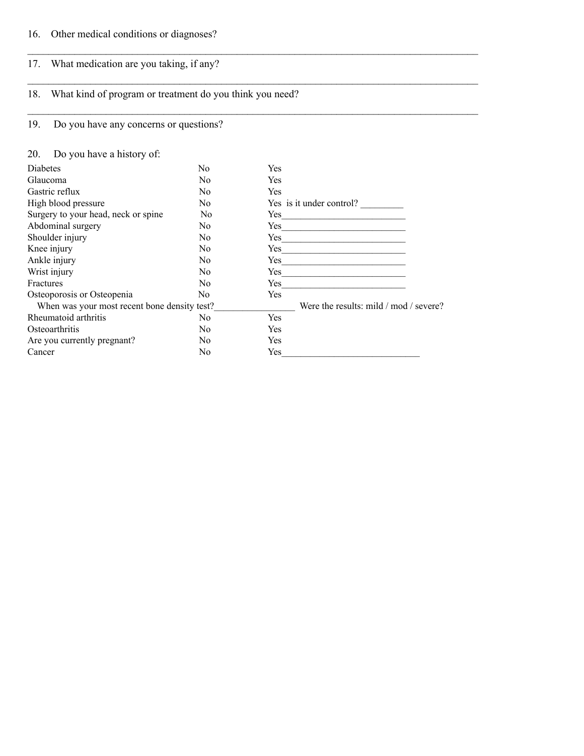16. Other medical conditions or diagnoses?

_______________________________________________________________________________________

17. What medication are you taking, if any?

_______________________________________________________________________________________

18. What kind of program or treatment do you think you need?

_______________________________________________________________________________________

19. Do you have any concerns or questions?

20. Do you have a history of:

| | | |
|---|---|---|
| Diabetes | No | Yes |
| Glaucoma | No | Yes |
| Gastric reflux | No | Yes |
| High blood pressure | No | Yes is it under control? _________ |
| Surgery to your head, neck or spine | No | Yes__________________________ |
| Abdominal surgery | No | Yes__________________________ |
| Shoulder injury | No | Yes__________________________ |
| Knee injury | No | Yes__________________________ |
| Ankle injury | No | Yes__________________________ |
| Wrist injury | No | Yes__________________________ |
| Fractures | No | Yes__________________________ |
| Osteoporosis or Osteopenia | No | Yes |
| When was your most recent bone density test?_________________ | | Were the results: mild / mod / severe? |
| Rheumatoid arthritis | No | Yes |
| Osteoarthritis | No | Yes |
| Are you currently pregnant? | No | Yes |
| Cancer | No | Yes_____________________________ |